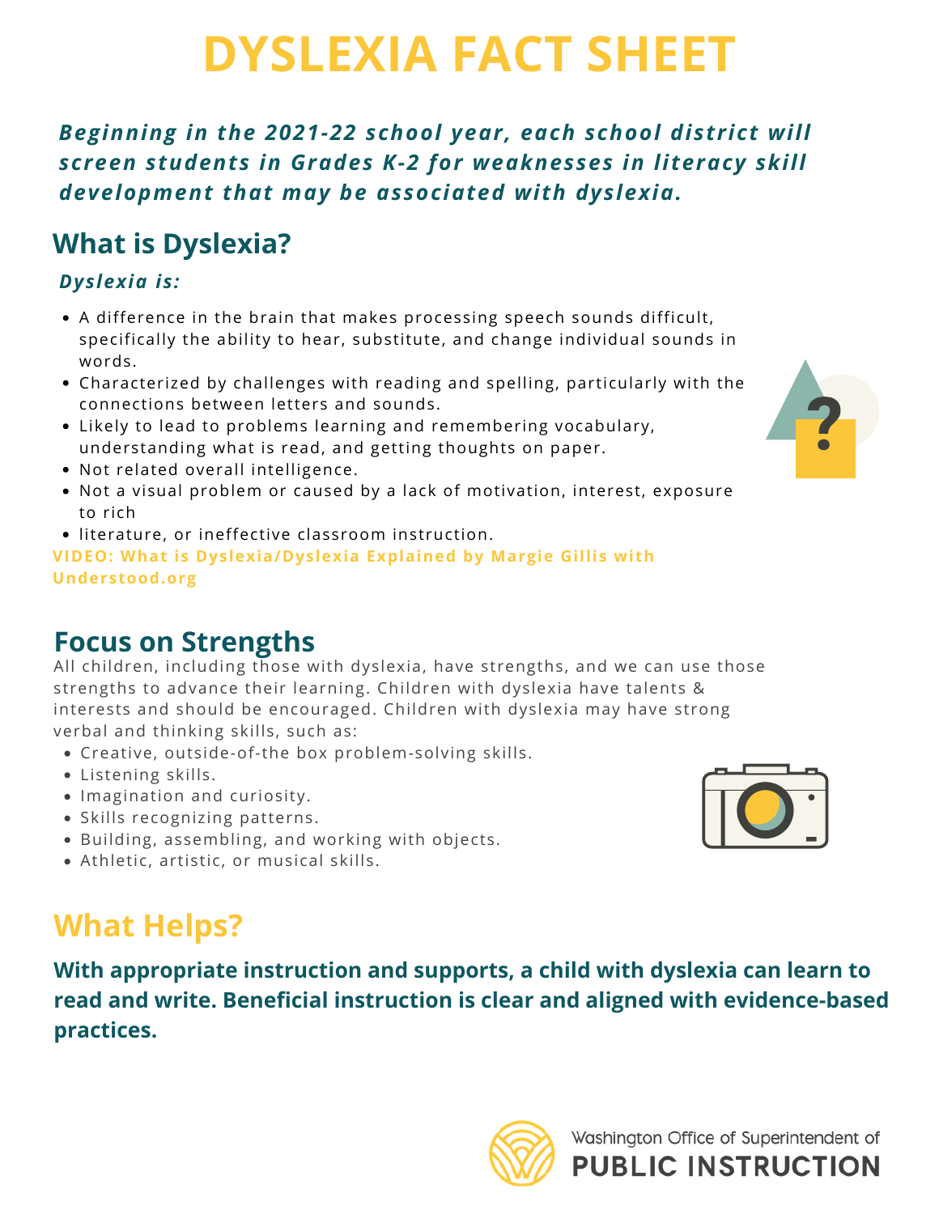# DYSLEXIA FACT SHEET

***Beginning in the 2021-22 school year, each school district will screen students in Grades K-2 for weaknesses in literacy skill development that may be associated with dyslexia.***

## What is Dyslexia?

***Dyslexia is:***

- A difference in the brain that makes processing speech sounds difficult, specifically the ability to hear, substitute, and change individual sounds in words.
- Characterized by challenges with reading and spelling, particularly with the connections between letters and sounds.
- Likely to lead to problems learning and remembering vocabulary, understanding what is read, and getting thoughts on paper.
- Not related overall intelligence.
- Not a visual problem or caused by a lack of motivation, interest, exposure to rich
- literature, or ineffective classroom instruction.

**VIDEO: What is Dyslexia/Dyslexia Explained by Margie Gillis with Understood.org**

## Focus on Strengths

All children, including those with dyslexia, have strengths, and we can use those strengths to advance their learning. Children with dyslexia have talents & interests and should be encouraged. Children with dyslexia may have strong verbal and thinking skills, such as:

- Creative, outside-of-the box problem-solving skills.
- Listening skills.
- Imagination and curiosity.
- Skills recognizing patterns.
- Building, assembling, and working with objects.
- Athletic, artistic, or musical skills.

## What Helps?

**With appropriate instruction and supports, a child with dyslexia can learn to read and write. Beneficial instruction is clear and aligned with evidence-based practices.**

Washington Office of Superintendent of
**PUBLIC INSTRUCTION**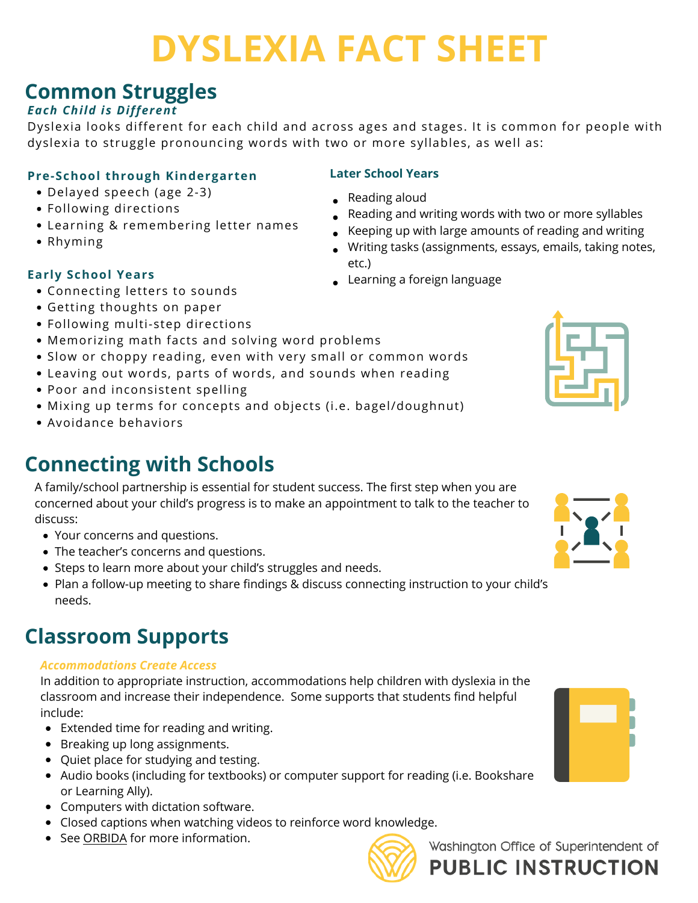# DYSLEXIA FACT SHEET

## Common Struggles

***Each Child is Different***

Dyslexia looks different for each child and across ages and stages. It is common for people with dyslexia to struggle pronouncing words with two or more syllables, as well as:

### Pre-School through Kindergarten

- Delayed speech (age 2-3)
- Following directions
- Learning & remembering letter names
- Rhyming

### Early School Years

- Connecting letters to sounds
- Getting thoughts on paper
- Following multi-step directions
- Memorizing math facts and solving word problems
- Slow or choppy reading, even with very small or common words
- Leaving out words, parts of words, and sounds when reading
- Poor and inconsistent spelling
- Mixing up terms for concepts and objects (i.e. bagel/doughnut)
- Avoidance behaviors

### Later School Years

- Reading aloud
- Reading and writing words with two or more syllables
- Keeping up with large amounts of reading and writing
- Writing tasks (assignments, essays, emails, taking notes, etc.)
- Learning a foreign language

## Connecting with Schools

A family/school partnership is essential for student success. The first step when you are concerned about your child's progress is to make an appointment to talk to the teacher to discuss:

- Your concerns and questions.
- The teacher's concerns and questions.
- Steps to learn more about your child's struggles and needs.
- Plan a follow-up meeting to share findings & discuss connecting instruction to your child's needs.

## Classroom Supports

***Accommodations Create Access***

In addition to appropriate instruction, accommodations help children with dyslexia in the classroom and increase their independence. Some supports that students find helpful include:

- Extended time for reading and writing.
- Breaking up long assignments.
- Quiet place for studying and testing.
- Audio books (including for textbooks) or computer support for reading (i.e. Bookshare or Learning Ally).
- Computers with dictation software.
- Closed captions when watching videos to reinforce word knowledge.
- See ORBIDA for more information.

Washington Office of Superintendent of PUBLIC INSTRUCTION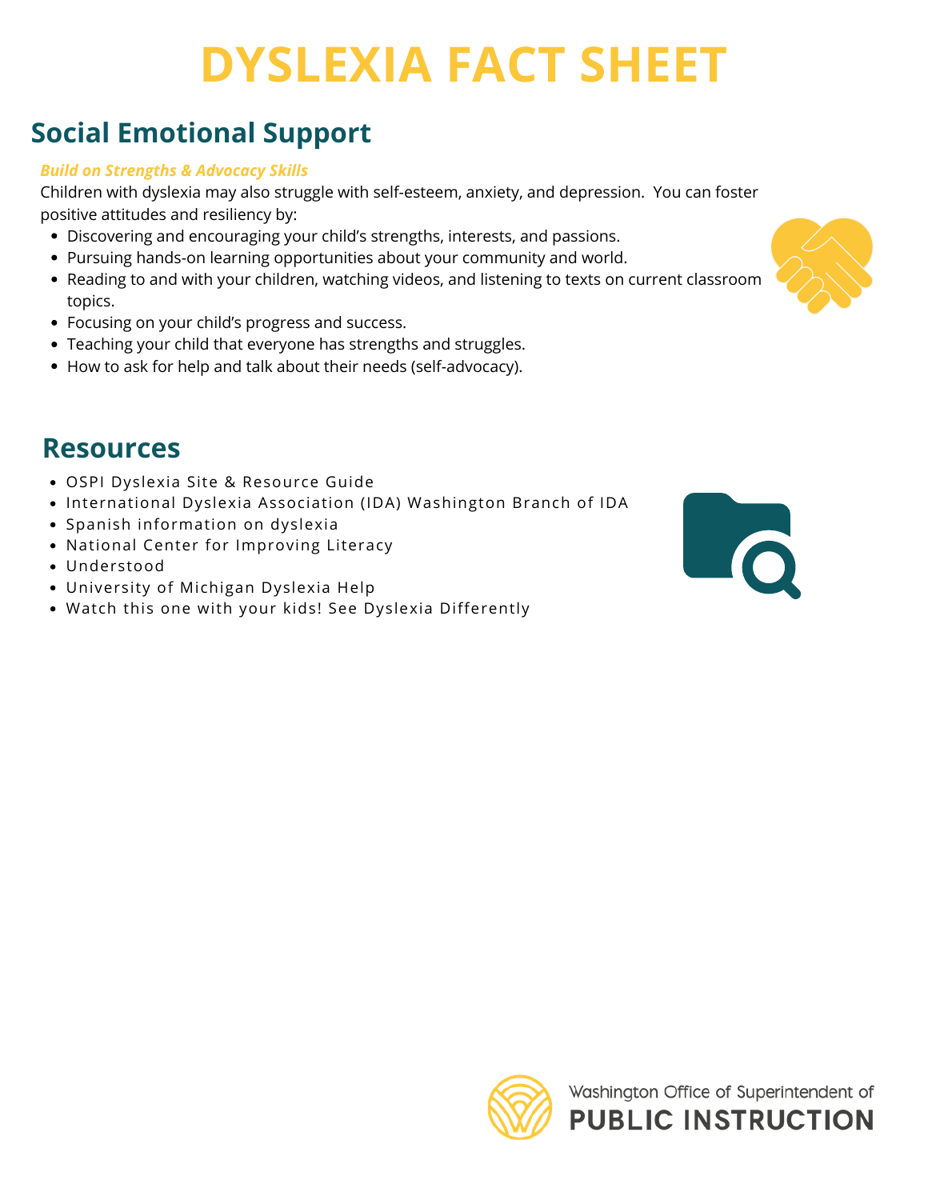# DYSLEXIA FACT SHEET

## Social Emotional Support

***Build on Strengths & Advocacy Skills***

Children with dyslexia may also struggle with self-esteem, anxiety, and depression. You can foster positive attitudes and resiliency by:

- Discovering and encouraging your child's strengths, interests, and passions.
- Pursuing hands-on learning opportunities about your community and world.
- Reading to and with your children, watching videos, and listening to texts on current classroom topics.
- Focusing on your child's progress and success.
- Teaching your child that everyone has strengths and struggles.
- How to ask for help and talk about their needs (self-advocacy).

## Resources

- OSPI Dyslexia Site & Resource Guide
- International Dyslexia Association (IDA) Washington Branch of IDA
- Spanish information on dyslexia
- National Center for Improving Literacy
- Understood
- University of Michigan Dyslexia Help
- Watch this one with your kids! See Dyslexia Differently

Washington Office of Superintendent of
**PUBLIC INSTRUCTION**